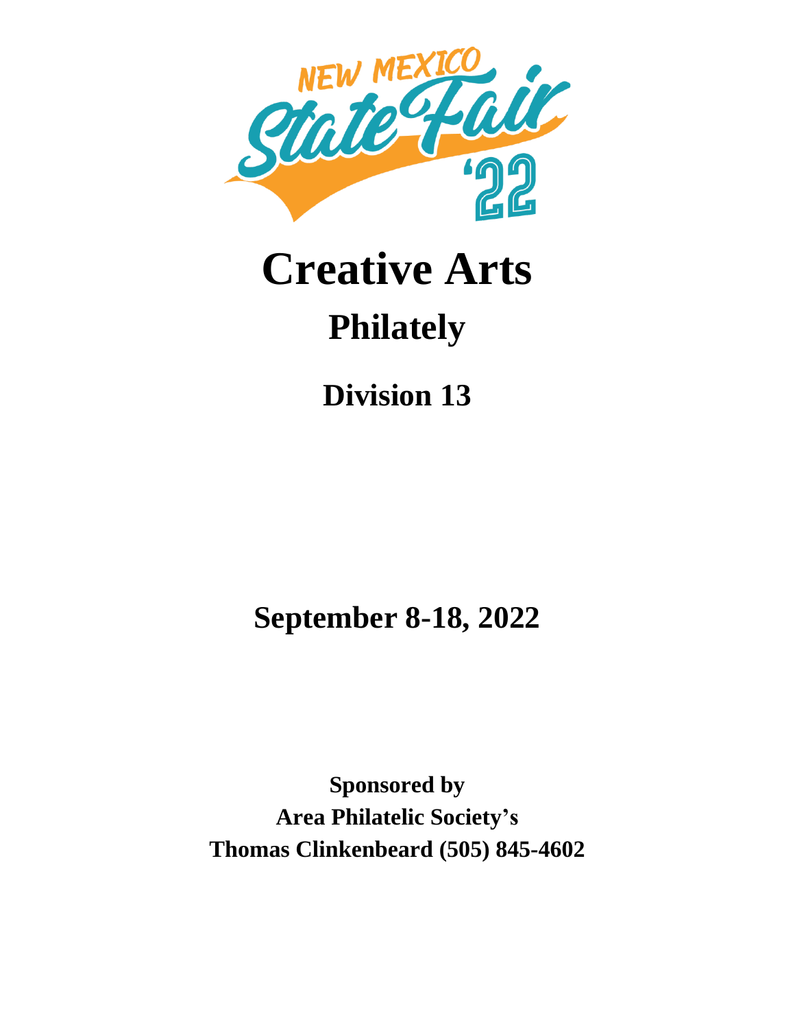NEW MEXICO State Fair '22

# Creative Arts

## Philately

### Division 13

## September 8-18, 2022

**Sponsored by**
**Area Philatelic Society's**
**Thomas Clinkenbeard (505) 845-4602**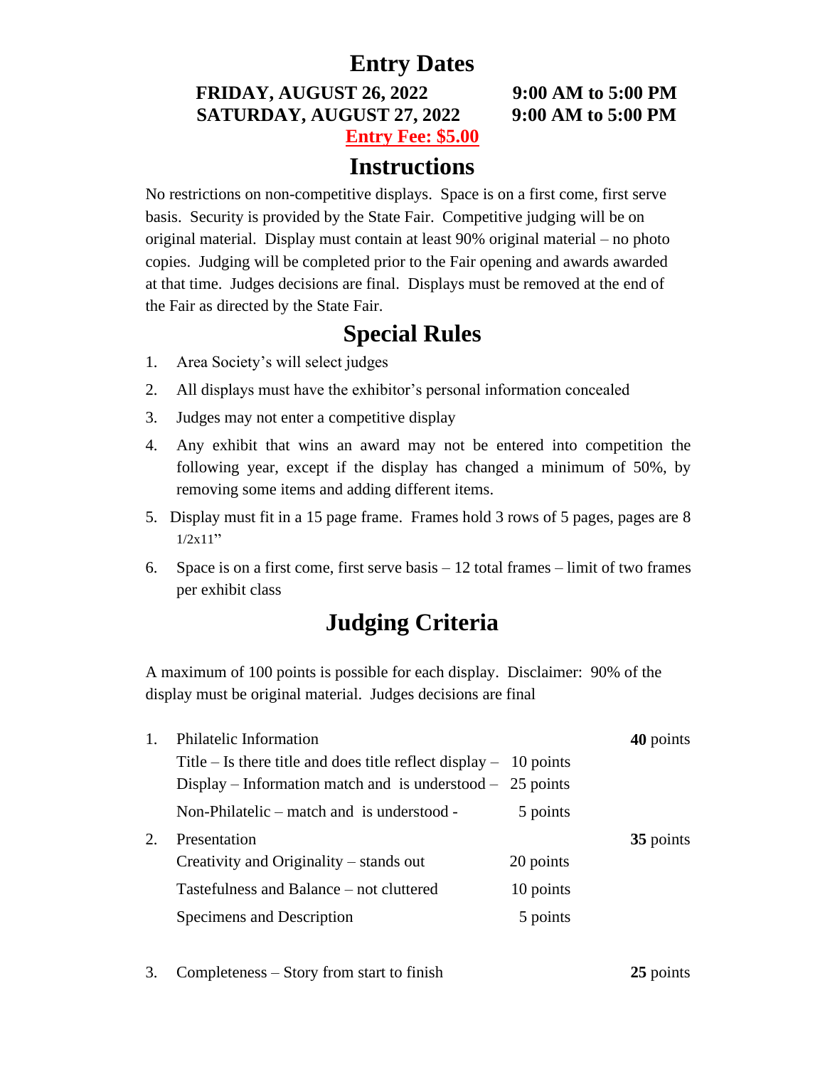# Entry Dates

**FRIDAY, AUGUST 26, 2022 9:00 AM to 5:00 PM**
**SATURDAY, AUGUST 27, 2022 9:00 AM to 5:00 PM**

**Entry Fee: $5.00**

# Instructions

No restrictions on non-competitive displays. Space is on a first come, first serve basis. Security is provided by the State Fair. Competitive judging will be on original material. Display must contain at least 90% original material – no photo copies. Judging will be completed prior to the Fair opening and awards awarded at that time. Judges decisions are final. Displays must be removed at the end of the Fair as directed by the State Fair.

# Special Rules

1. Area Society's will select judges
2. All displays must have the exhibitor's personal information concealed
3. Judges may not enter a competitive display
4. Any exhibit that wins an award may not be entered into competition the following year, except if the display has changed a minimum of 50%, by removing some items and adding different items.
5. Display must fit in a 15 page frame. Frames hold 3 rows of 5 pages, pages are 8 1/2x11"
6. Space is on a first come, first serve basis – 12 total frames – limit of two frames per exhibit class

# Judging Criteria

A maximum of 100 points is possible for each display. Disclaimer: 90% of the display must be original material. Judges decisions are final

| | | | |
|---|---|---|---|
| 1. | Philatelic Information | | **40** points |
| | Title – Is there title and does title reflect display – | 10 points | |
| | Display – Information match and is understood – | 25 points | |
| | Non-Philatelic – match and is understood - | 5 points | |
| 2. | Presentation | | **35** points |
| | Creativity and Originality – stands out | 20 points | |
| | Tastefulness and Balance – not cluttered | 10 points | |
| | Specimens and Description | 5 points | |
| 3. | Completeness – Story from start to finish | | **25** points |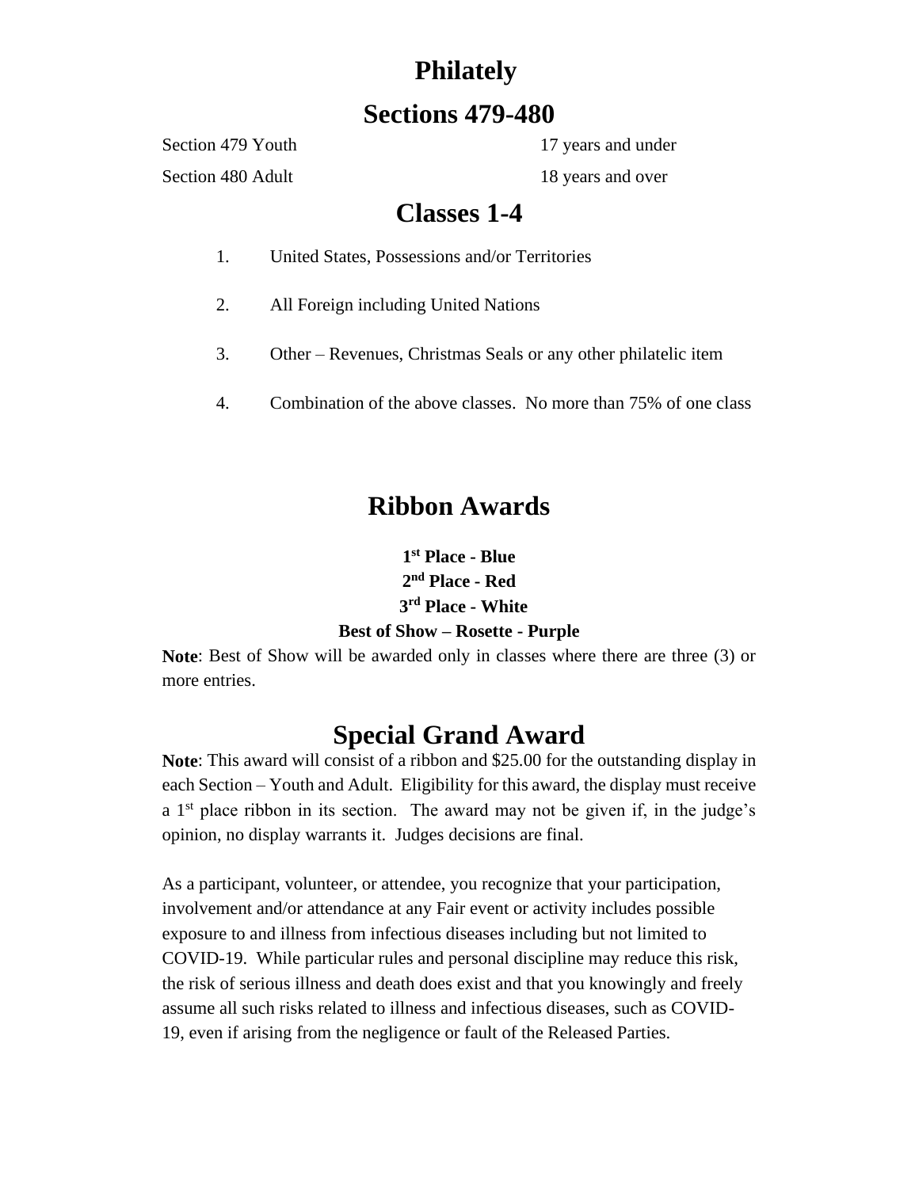# Philately

## Sections 479-480

| | |
|---|---|
| Section 479 Youth | 17 years and under |
| Section 480 Adult | 18 years and over |

## Classes 1-4

1. United States, Possessions and/or Territories
2. All Foreign including United Nations
3. Other – Revenues, Christmas Seals or any other philatelic item
4. Combination of the above classes. No more than 75% of one class

## Ribbon Awards

**1st Place - Blue**
**2nd Place - Red**
**3rd Place - White**
**Best of Show – Rosette - Purple**

**Note**: Best of Show will be awarded only in classes where there are three (3) or more entries.

## Special Grand Award

**Note**: This award will consist of a ribbon and $25.00 for the outstanding display in each Section – Youth and Adult. Eligibility for this award, the display must receive a 1st place ribbon in its section. The award may not be given if, in the judge's opinion, no display warrants it. Judges decisions are final.

As a participant, volunteer, or attendee, you recognize that your participation, involvement and/or attendance at any Fair event or activity includes possible exposure to and illness from infectious diseases including but not limited to COVID-19. While particular rules and personal discipline may reduce this risk, the risk of serious illness and death does exist and that you knowingly and freely assume all such risks related to illness and infectious diseases, such as COVID-19, even if arising from the negligence or fault of the Released Parties.